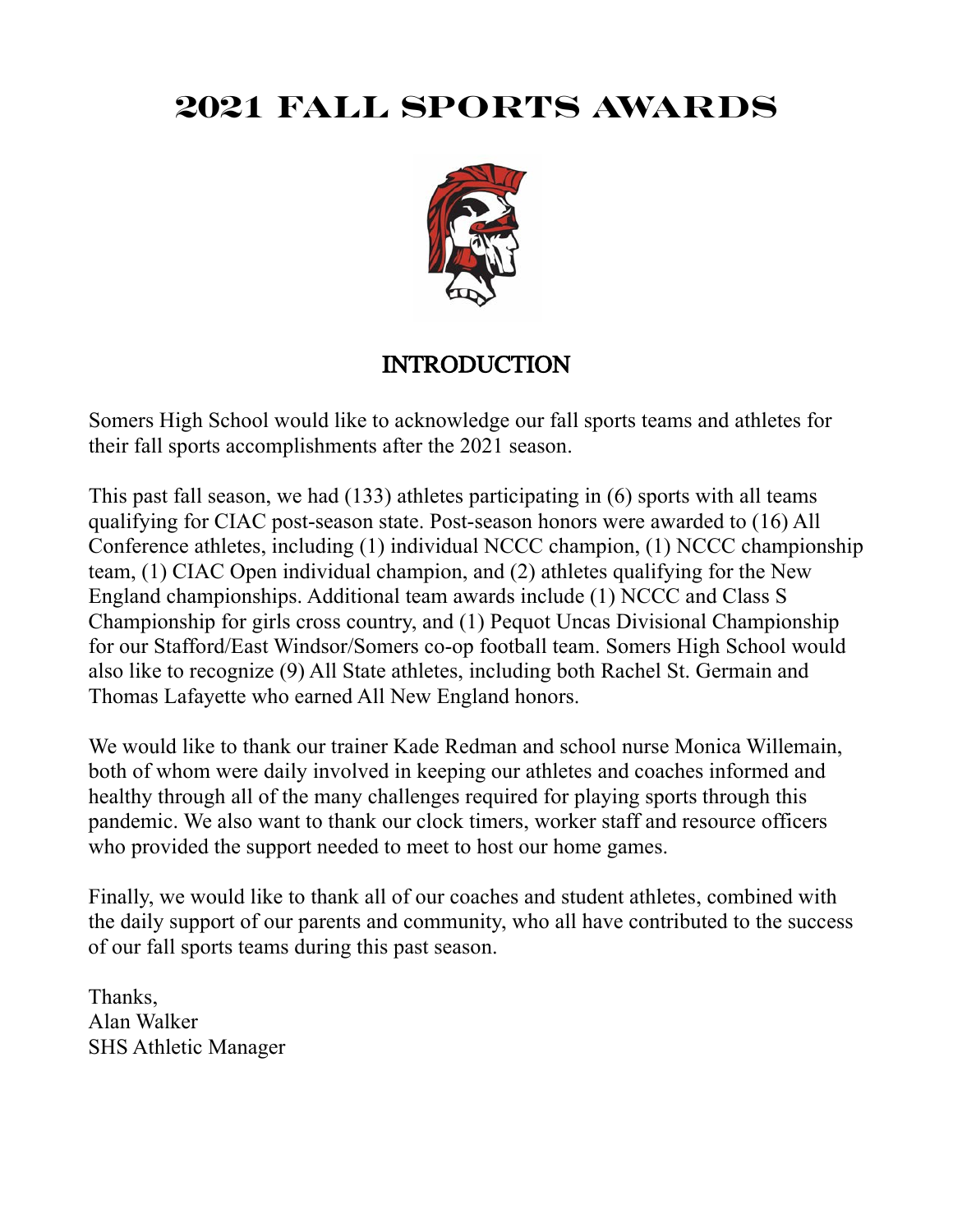# 2021 FALL SPORTS AWARDS

## INTRODUCTION

Somers High School would like to acknowledge our fall sports teams and athletes for their fall sports accomplishments after the 2021 season.

This past fall season, we had (133) athletes participating in (6) sports with all teams qualifying for CIAC post-season state. Post-season honors were awarded to (16) All Conference athletes, including (1) individual NCCC champion, (1) NCCC championship team, (1) CIAC Open individual champion, and (2) athletes qualifying for the New England championships. Additional team awards include (1) NCCC and Class S Championship for girls cross country, and (1) Pequot Uncas Divisional Championship for our Stafford/East Windsor/Somers co-op football team. Somers High School would also like to recognize (9) All State athletes, including both Rachel St. Germain and Thomas Lafayette who earned All New England honors.

We would like to thank our trainer Kade Redman and school nurse Monica Willemain, both of whom were daily involved in keeping our athletes and coaches informed and healthy through all of the many challenges required for playing sports through this pandemic. We also want to thank our clock timers, worker staff and resource officers who provided the support needed to meet to host our home games.

Finally, we would like to thank all of our coaches and student athletes, combined with the daily support of our parents and community, who all have contributed to the success of our fall sports teams during this past season.

Thanks,
Alan Walker
SHS Athletic Manager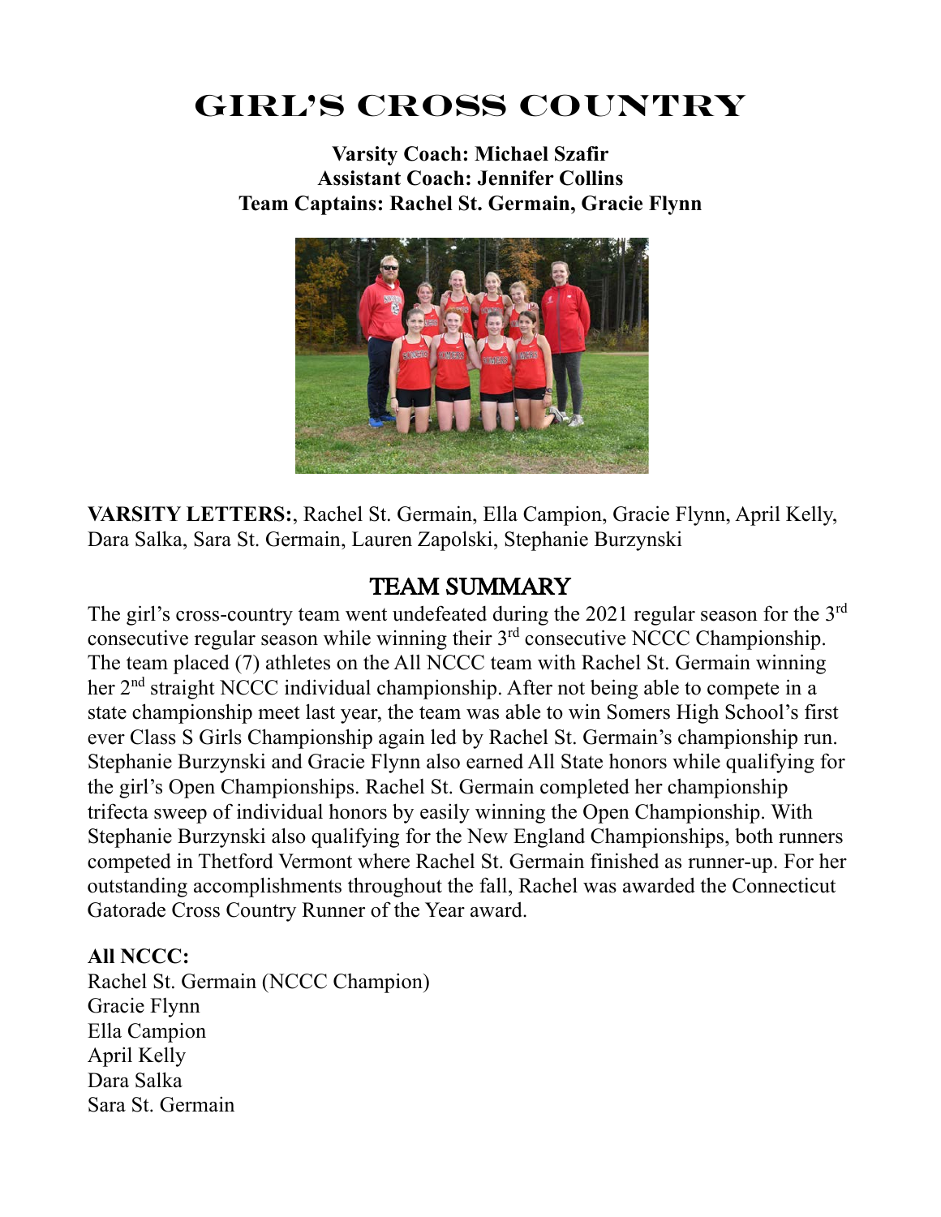# GIRL'S CROSS COUNTRY

**Varsity Coach: Michael Szafir**
**Assistant Coach: Jennifer Collins**
**Team Captains: Rachel St. Germain, Gracie Flynn**

**VARSITY LETTERS:**, Rachel St. Germain, Ella Campion, Gracie Flynn, April Kelly, Dara Salka, Sara St. Germain, Lauren Zapolski, Stephanie Burzynski

## TEAM SUMMARY

The girl's cross-country team went undefeated during the 2021 regular season for the 3rd consecutive regular season while winning their 3rd consecutive NCCC Championship. The team placed (7) athletes on the All NCCC team with Rachel St. Germain winning her 2nd straight NCCC individual championship. After not being able to compete in a state championship meet last year, the team was able to win Somers High School's first ever Class S Girls Championship again led by Rachel St. Germain's championship run. Stephanie Burzynski and Gracie Flynn also earned All State honors while qualifying for the girl's Open Championships. Rachel St. Germain completed her championship trifecta sweep of individual honors by easily winning the Open Championship. With Stephanie Burzynski also qualifying for the New England Championships, both runners competed in Thetford Vermont where Rachel St. Germain finished as runner-up. For her outstanding accomplishments throughout the fall, Rachel was awarded the Connecticut Gatorade Cross Country Runner of the Year award.

**All NCCC:**
Rachel St. Germain (NCCC Champion)
Gracie Flynn
Ella Campion
April Kelly
Dara Salka
Sara St. Germain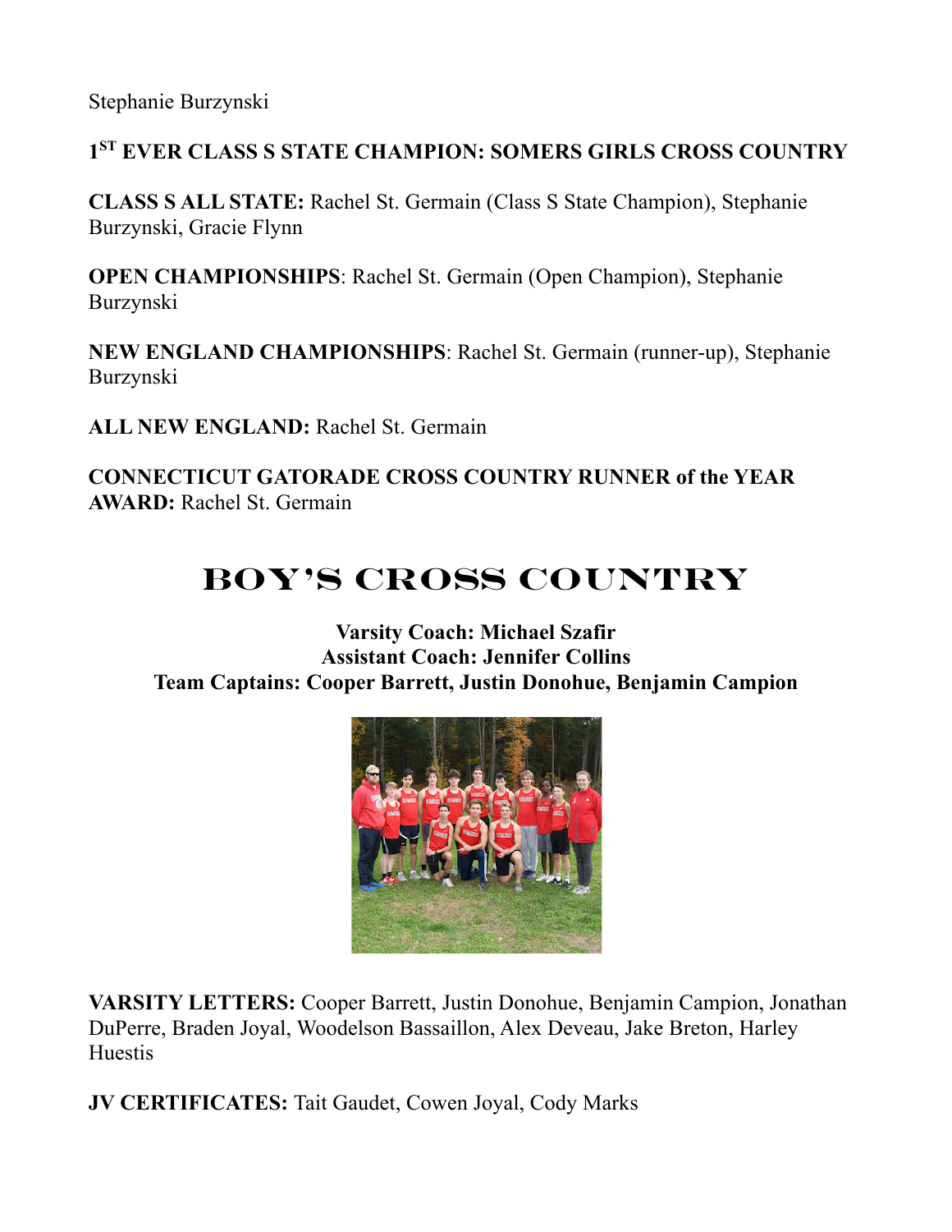Stephanie Burzynski

**1ST EVER CLASS S STATE CHAMPION: SOMERS GIRLS CROSS COUNTRY**

**CLASS S ALL STATE:** Rachel St. Germain (Class S State Champion), Stephanie Burzynski, Gracie Flynn

**OPEN CHAMPIONSHIPS**: Rachel St. Germain (Open Champion), Stephanie Burzynski

**NEW ENGLAND CHAMPIONSHIPS**: Rachel St. Germain (runner-up), Stephanie Burzynski

**ALL NEW ENGLAND:** Rachel St. Germain

**CONNECTICUT GATORADE CROSS COUNTRY RUNNER of the YEAR AWARD:** Rachel St. Germain

# BOY'S CROSS COUNTRY

**Varsity Coach: Michael Szafir**
**Assistant Coach: Jennifer Collins**
**Team Captains: Cooper Barrett, Justin Donohue, Benjamin Campion**

**VARSITY LETTERS:** Cooper Barrett, Justin Donohue, Benjamin Campion, Jonathan DuPerre, Braden Joyal, Woodelson Bassaillon, Alex Deveau, Jake Breton, Harley Huestis

**JV CERTIFICATES:** Tait Gaudet, Cowen Joyal, Cody Marks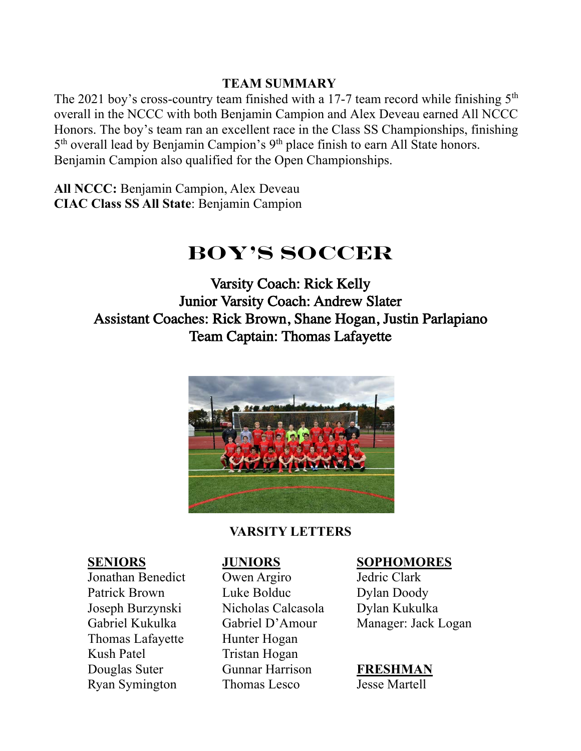### TEAM SUMMARY

The 2021 boy's cross-country team finished with a 17-7 team record while finishing 5th overall in the NCCC with both Benjamin Campion and Alex Deveau earned All NCCC Honors. The boy's team ran an excellent race in the Class SS Championships, finishing 5th overall lead by Benjamin Campion's 9th place finish to earn All State honors. Benjamin Campion also qualified for the Open Championships.

**All NCCC:** Benjamin Campion, Alex Deveau
**CIAC Class SS All State**: Benjamin Campion

# BOY'S SOCCER

Varsity Coach: Rick Kelly
Junior Varsity Coach: Andrew Slater
Assistant Coaches: Rick Brown, Shane Hogan, Justin Parlapiano
Team Captain: Thomas Lafayette

### VARSITY LETTERS

**SENIORS**
Jonathan Benedict
Patrick Brown
Joseph Burzynski
Gabriel Kukulka
Thomas Lafayette
Kush Patel
Douglas Suter
Ryan Symington

**JUNIORS**
Owen Argiro
Luke Bolduc
Nicholas Calcasola
Gabriel D'Amour
Hunter Hogan
Tristan Hogan
Gunnar Harrison
Thomas Lesco

**SOPHOMORES**
Jedric Clark
Dylan Doody
Dylan Kukulka
Manager: Jack Logan

**FRESHMAN**
Jesse Martell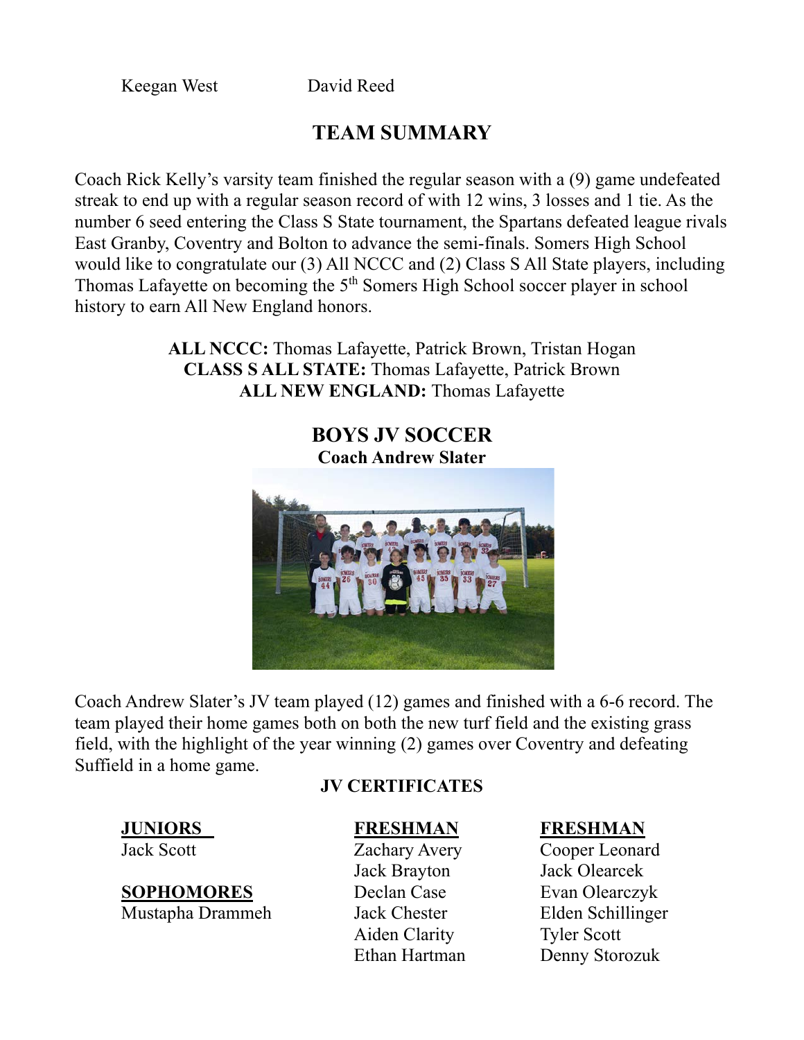Keegan West David Reed

## TEAM SUMMARY

Coach Rick Kelly's varsity team finished the regular season with a (9) game undefeated streak to end up with a regular season record of with 12 wins, 3 losses and 1 tie. As the number 6 seed entering the Class S State tournament, the Spartans defeated league rivals East Granby, Coventry and Bolton to advance the semi-finals. Somers High School would like to congratulate our (3) All NCCC and (2) Class S All State players, including Thomas Lafayette on becoming the 5th Somers High School soccer player in school history to earn All New England honors.

**ALL NCCC:** Thomas Lafayette, Patrick Brown, Tristan Hogan
**CLASS S ALL STATE:** Thomas Lafayette, Patrick Brown
**ALL NEW ENGLAND:** Thomas Lafayette

## BOYS JV SOCCER

**Coach Andrew Slater**

Coach Andrew Slater's JV team played (12) games and finished with a 6-6 record. The team played their home games both on both the new turf field and the existing grass field, with the highlight of the year winning (2) games over Coventry and defeating Suffield in a home game.

### JV CERTIFICATES

**JUNIORS**
Jack Scott

**SOPHOMORES**
Mustapha Drammeh

**FRESHMAN**
Zachary Avery
Jack Brayton
Declan Case
Jack Chester
Aiden Clarity
Ethan Hartman

**FRESHMAN**
Cooper Leonard
Jack Olearcek
Evan Olearczyk
Elden Schillinger
Tyler Scott
Denny Storozuk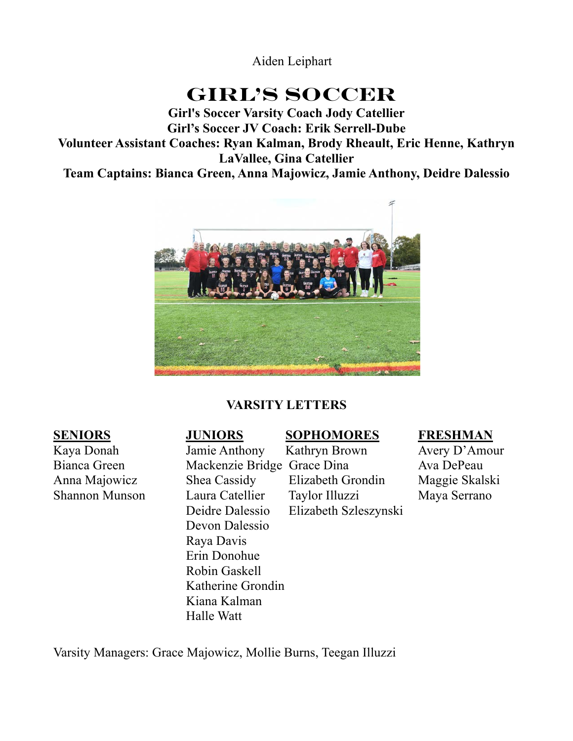Aiden Leiphart

# GIRL'S SOCCER

**Girl's Soccer Varsity Coach Jody Catellier**
**Girl's Soccer JV Coach: Erik Serrell-Dube**
**Volunteer Assistant Coaches: Ryan Kalman, Brody Rheault, Eric Henne, Kathryn LaVallee, Gina Catellier**
**Team Captains: Bianca Green, Anna Majowicz, Jamie Anthony, Deidre Dalessio**

## VARSITY LETTERS

**SENIORS**

Kaya Donah
Bianca Green
Anna Majowicz
Shannon Munson

**JUNIORS**

Jamie Anthony
Mackenzie Bridge
Shea Cassidy
Laura Catellier
Deidre Dalessio
Devon Dalessio
Raya Davis
Erin Donohue
Robin Gaskell
Katherine Grondin
Kiana Kalman
Halle Watt

**SOPHOMORES**

Kathryn Brown
Grace Dina
Elizabeth Grondin
Taylor Illuzzi
Elizabeth Szleszynski

**FRESHMAN**

Avery D'Amour
Ava DePeau
Maggie Skalski
Maya Serrano

Varsity Managers: Grace Majowicz, Mollie Burns, Teegan Illuzzi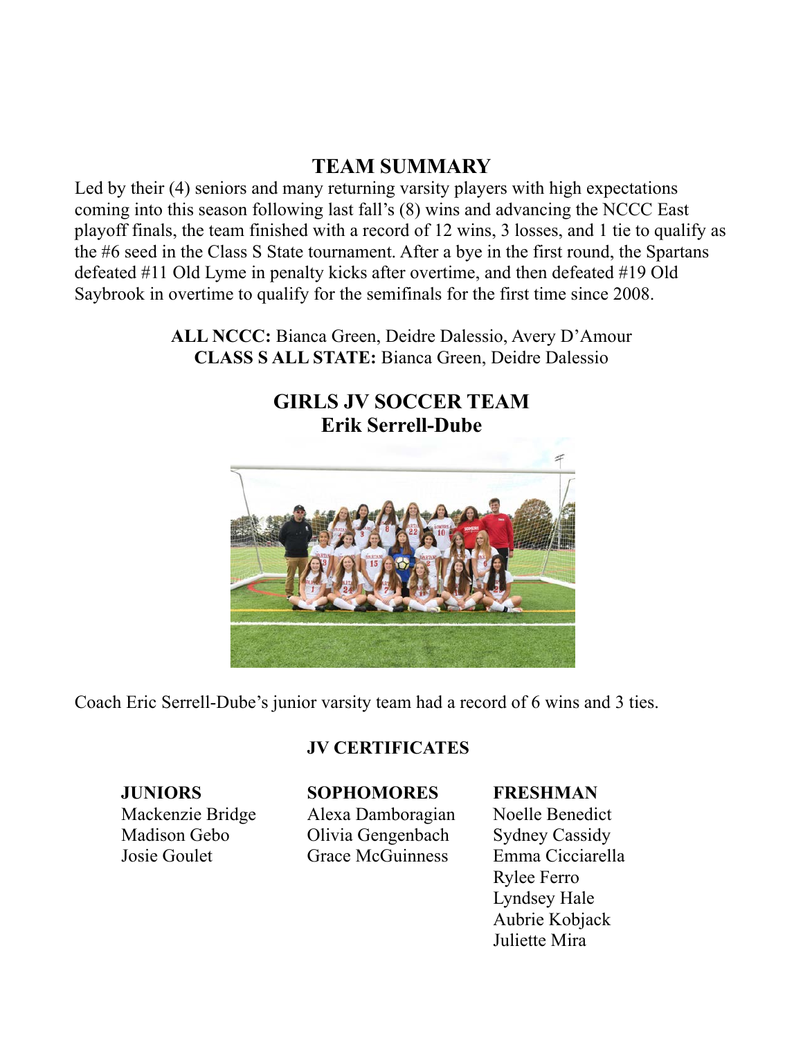## TEAM SUMMARY

Led by their (4) seniors and many returning varsity players with high expectations coming into this season following last fall's (8) wins and advancing the NCCC East playoff finals, the team finished with a record of 12 wins, 3 losses, and 1 tie to qualify as the #6 seed in the Class S State tournament. After a bye in the first round, the Spartans defeated #11 Old Lyme in penalty kicks after overtime, and then defeated #19 Old Saybrook in overtime to qualify for the semifinals for the first time since 2008.

**ALL NCCC:** Bianca Green, Deidre Dalessio, Avery D'Amour
**CLASS S ALL STATE:** Bianca Green, Deidre Dalessio

## GIRLS JV SOCCER TEAM
### Erik Serrell-Dube

Coach Eric Serrell-Dube's junior varsity team had a record of 6 wins and 3 ties.

### JV CERTIFICATES

**JUNIORS**
Mackenzie Bridge
Madison Gebo
Josie Goulet

**SOPHOMORES**
Alexa Damboragian
Olivia Gengenbach
Grace McGuinness

**FRESHMAN**
Noelle Benedict
Sydney Cassidy
Emma Cicciarella
Rylee Ferro
Lyndsey Hale
Aubrie Kobjack
Juliette Mira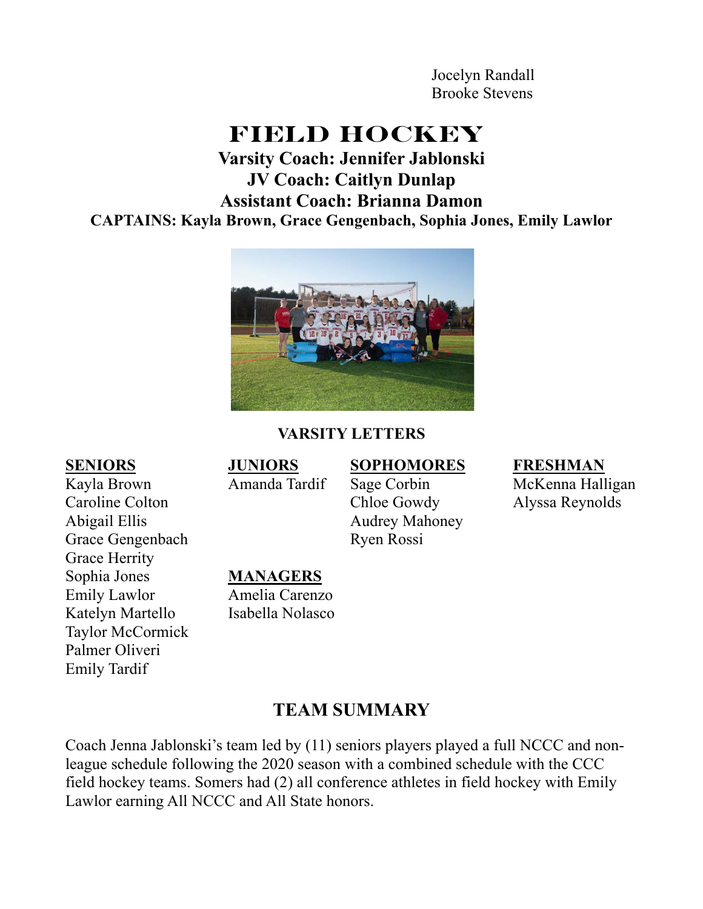Jocelyn Randall
Brooke Stevens

# FIELD HOCKEY

**Varsity Coach: Jennifer Jablonski**
**JV Coach: Caitlyn Dunlap**
**Assistant Coach: Brianna Damon**
**CAPTAINS: Kayla Brown, Grace Gengenbach, Sophia Jones, Emily Lawlor**

## VARSITY LETTERS

**SENIORS**
Kayla Brown
Caroline Colton
Abigail Ellis
Grace Gengenbach
Grace Herrity
Sophia Jones
Emily Lawlor
Katelyn Martello
Taylor McCormick
Palmer Oliveri
Emily Tardif

**JUNIORS**
Amanda Tardif

**SOPHOMORES**
Sage Corbin
Chloe Gowdy
Audrey Mahoney
Ryen Rossi

**FRESHMAN**
McKenna Halligan
Alyssa Reynolds

**MANAGERS**
Amelia Carenzo
Isabella Nolasco

## TEAM SUMMARY

Coach Jenna Jablonski's team led by (11) seniors players played a full NCCC and non-league schedule following the 2020 season with a combined schedule with the CCC field hockey teams. Somers had (2) all conference athletes in field hockey with Emily Lawlor earning All NCCC and All State honors.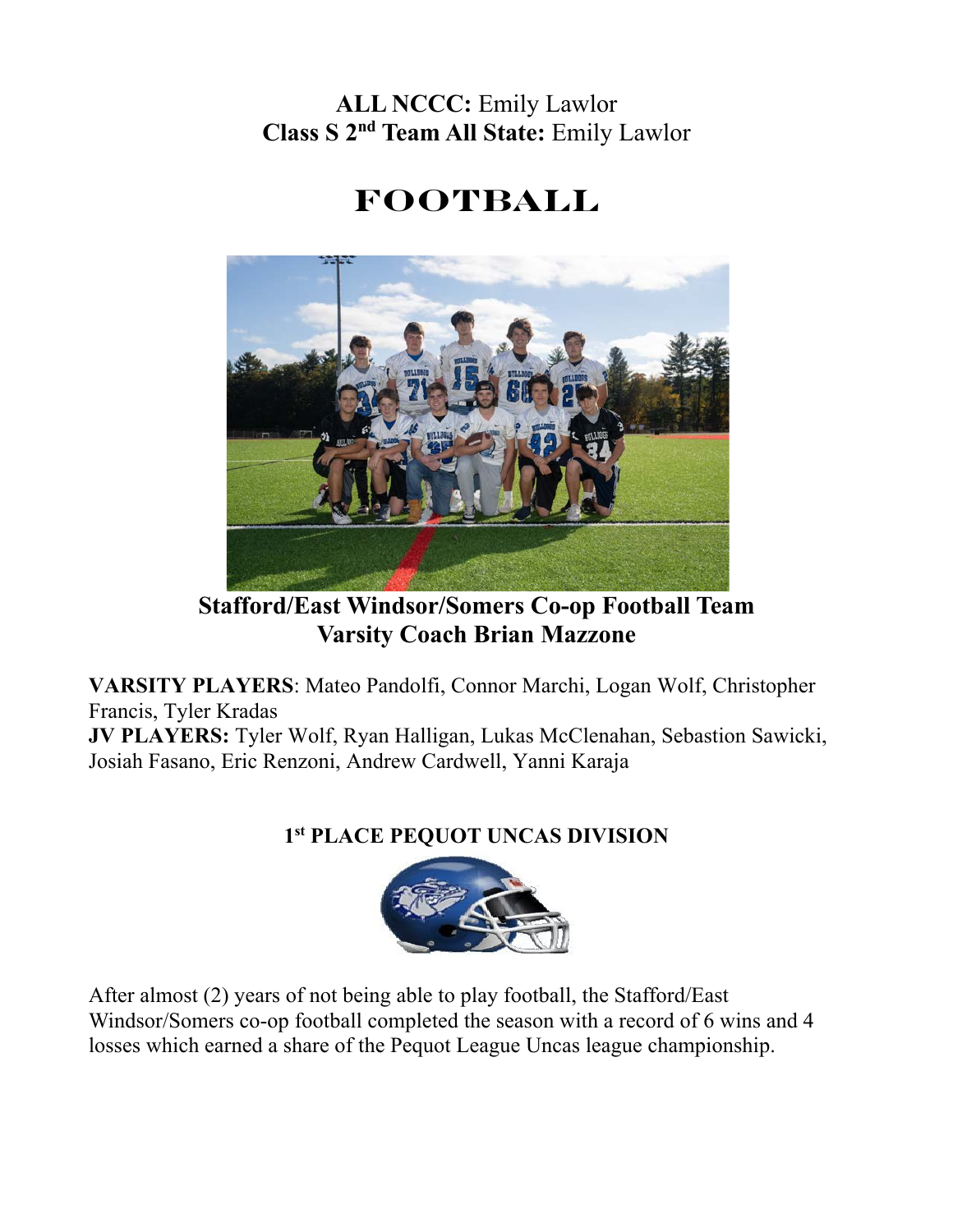**ALL NCCC:** Emily Lawlor
**Class S 2nd Team All State:** Emily Lawlor

# FOOTBALL

**Stafford/East Windsor/Somers Co-op Football Team**
**Varsity Coach Brian Mazzone**

**VARSITY PLAYERS**: Mateo Pandolfi, Connor Marchi, Logan Wolf, Christopher Francis, Tyler Kradas
**JV PLAYERS:** Tyler Wolf, Ryan Halligan, Lukas McClenahan, Sebastion Sawicki, Josiah Fasano, Eric Renzoni, Andrew Cardwell, Yanni Karaja

**1st PLACE PEQUOT UNCAS DIVISION**

After almost (2) years of not being able to play football, the Stafford/East Windsor/Somers co-op football completed the season with a record of 6 wins and 4 losses which earned a share of the Pequot League Uncas league championship.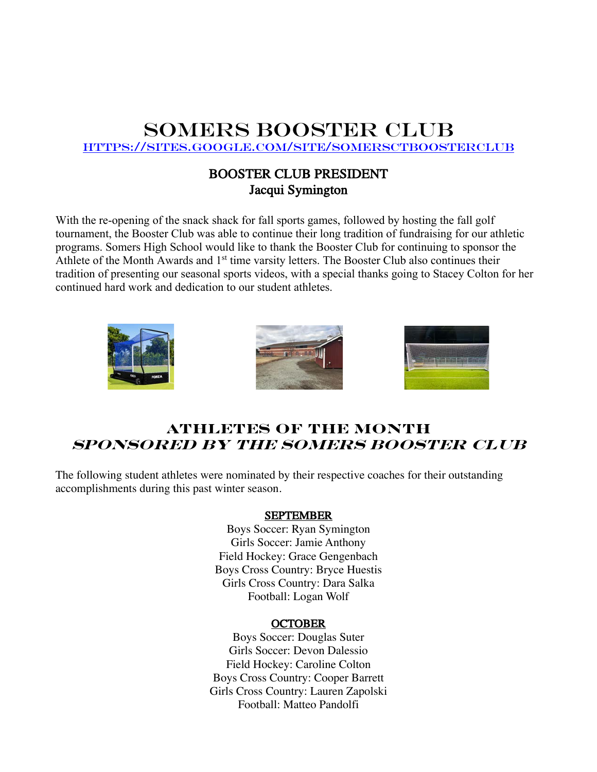# Somers Booster Club

[https://sites.google.com/site/somersctboosterclub](https://sites.google.com/site/somersctboosterclub)

**BOOSTER CLUB PRESIDENT**
**Jacqui Symington**

With the re-opening of the snack shack for fall sports games, followed by hosting the fall golf tournament, the Booster Club was able to continue their long tradition of fundraising for our athletic programs. Somers High School would like to thank the Booster Club for continuing to sponsor the Athlete of the Month Awards and 1st time varsity letters. The Booster Club also continues their tradition of presenting our seasonal sports videos, with a special thanks going to Stacey Colton for her continued hard work and dedication to our student athletes.

## Athletes of the Month
## *Sponsored by the Somers Booster Club*

The following student athletes were nominated by their respective coaches for their outstanding accomplishments during this past winter season.

**SEPTEMBER**

Boys Soccer: Ryan Symington
Girls Soccer: Jamie Anthony
Field Hockey: Grace Gengenbach
Boys Cross Country: Bryce Huestis
Girls Cross Country: Dara Salka
Football: Logan Wolf

**OCTOBER**

Boys Soccer: Douglas Suter
Girls Soccer: Devon Dalessio
Field Hockey: Caroline Colton
Boys Cross Country: Cooper Barrett
Girls Cross Country: Lauren Zapolski
Football: Matteo Pandolfi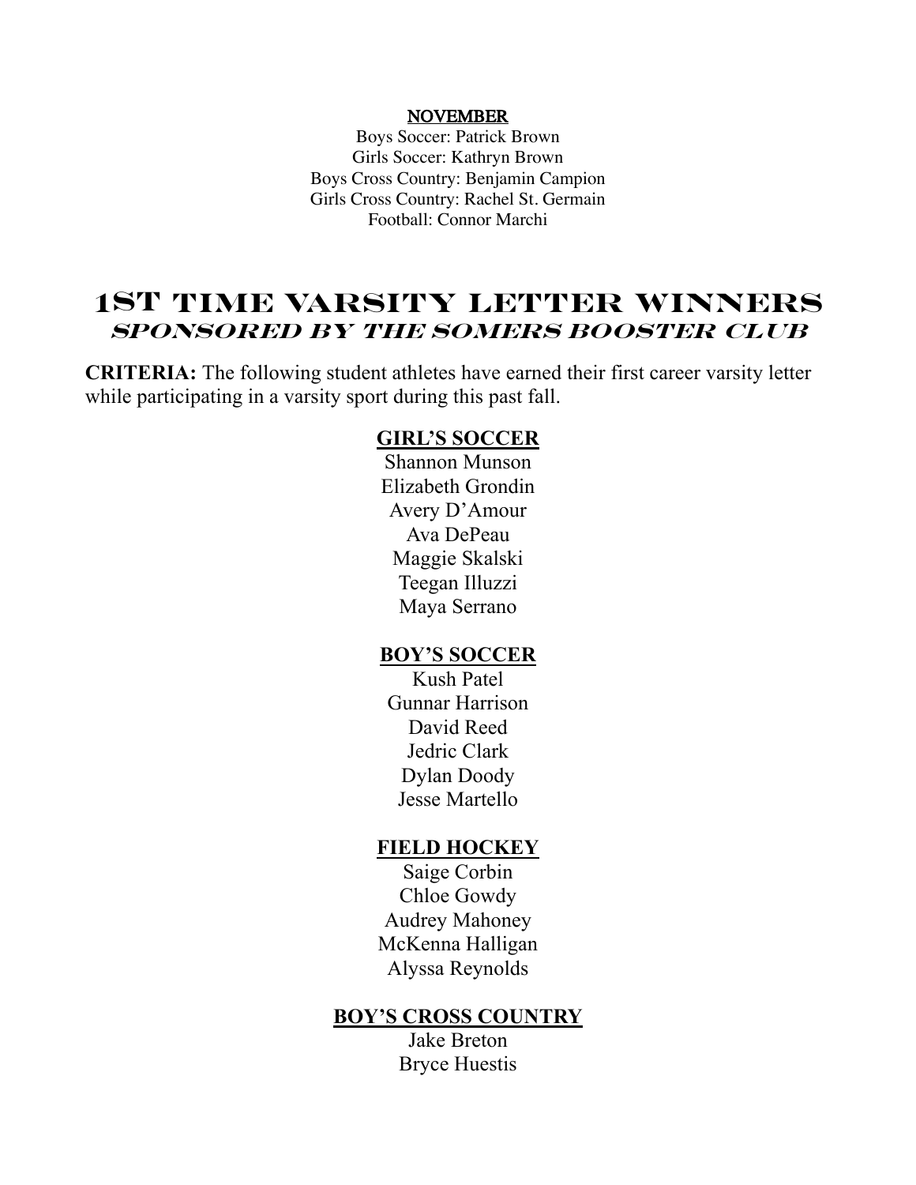**NOVEMBER**

Boys Soccer: Patrick Brown
Girls Soccer: Kathryn Brown
Boys Cross Country: Benjamin Campion
Girls Cross Country: Rachel St. Germain
Football: Connor Marchi

# 1ST TIME VARSITY LETTER WINNERS

## *SPONSORED BY THE SOMERS BOOSTER CLUB*

**CRITERIA:** The following student athletes have earned their first career varsity letter while participating in a varsity sport during this past fall.

**GIRL'S SOCCER**

Shannon Munson
Elizabeth Grondin
Avery D'Amour
Ava DePeau
Maggie Skalski
Teegan Illuzzi
Maya Serrano

**BOY'S SOCCER**

Kush Patel
Gunnar Harrison
David Reed
Jedric Clark
Dylan Doody
Jesse Martello

**FIELD HOCKEY**

Saige Corbin
Chloe Gowdy
Audrey Mahoney
McKenna Halligan
Alyssa Reynolds

**BOY'S CROSS COUNTRY**

Jake Breton
Bryce Huestis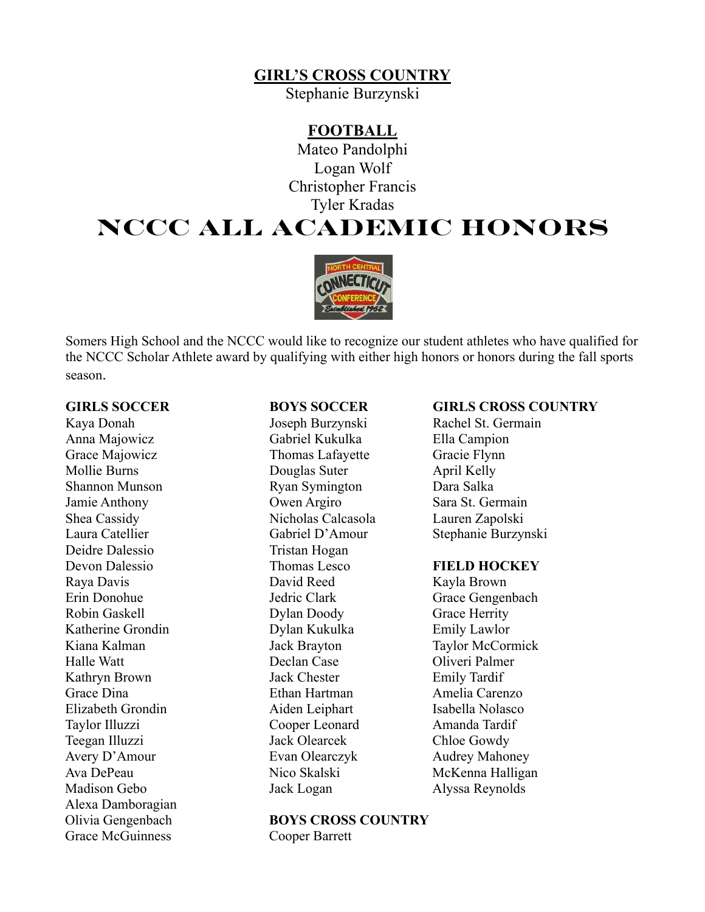**GIRL'S CROSS COUNTRY**

Stephanie Burzynski

**FOOTBALL**

Mateo Pandolphi
Logan Wolf
Christopher Francis
Tyler Kradas

# NCCC ALL ACADEMIC HONORS

Somers High School and the NCCC would like to recognize our student athletes who have qualified for the NCCC Scholar Athlete award by qualifying with either high honors or honors during the fall sports season.

**GIRLS SOCCER**

Kaya Donah
Anna Majowicz
Grace Majowicz
Mollie Burns
Shannon Munson
Jamie Anthony
Shea Cassidy
Laura Catellier
Deidre Dalessio
Devon Dalessio
Raya Davis
Erin Donohue
Robin Gaskell
Katherine Grondin
Kiana Kalman
Halle Watt
Kathryn Brown
Grace Dina
Elizabeth Grondin
Taylor Illuzzi
Teegan Illuzzi
Avery D'Amour
Ava DePeau
Madison Gebo
Alexa Damboragian
Olivia Gengenbach
Grace McGuinness

**BOYS SOCCER**

Joseph Burzynski
Gabriel Kukulka
Thomas Lafayette
Douglas Suter
Ryan Symington
Owen Argiro
Nicholas Calcasola
Gabriel D'Amour
Tristan Hogan
Thomas Lesco
David Reed
Jedric Clark
Dylan Doody
Dylan Kukulka
Jack Brayton
Declan Case
Jack Chester
Ethan Hartman
Aiden Leiphart
Cooper Leonard
Jack Olearcek
Evan Olearczyk
Nico Skalski
Jack Logan

**BOYS CROSS COUNTRY**

Cooper Barrett

**GIRLS CROSS COUNTRY**

Rachel St. Germain
Ella Campion
Gracie Flynn
April Kelly
Dara Salka
Sara St. Germain
Lauren Zapolski
Stephanie Burzynski

**FIELD HOCKEY**

Kayla Brown
Grace Gengenbach
Grace Herrity
Emily Lawlor
Taylor McCormick
Oliveri Palmer
Emily Tardif
Amelia Carenzo
Isabella Nolasco
Amanda Tardif
Chloe Gowdy
Audrey Mahoney
McKenna Halligan
Alyssa Reynolds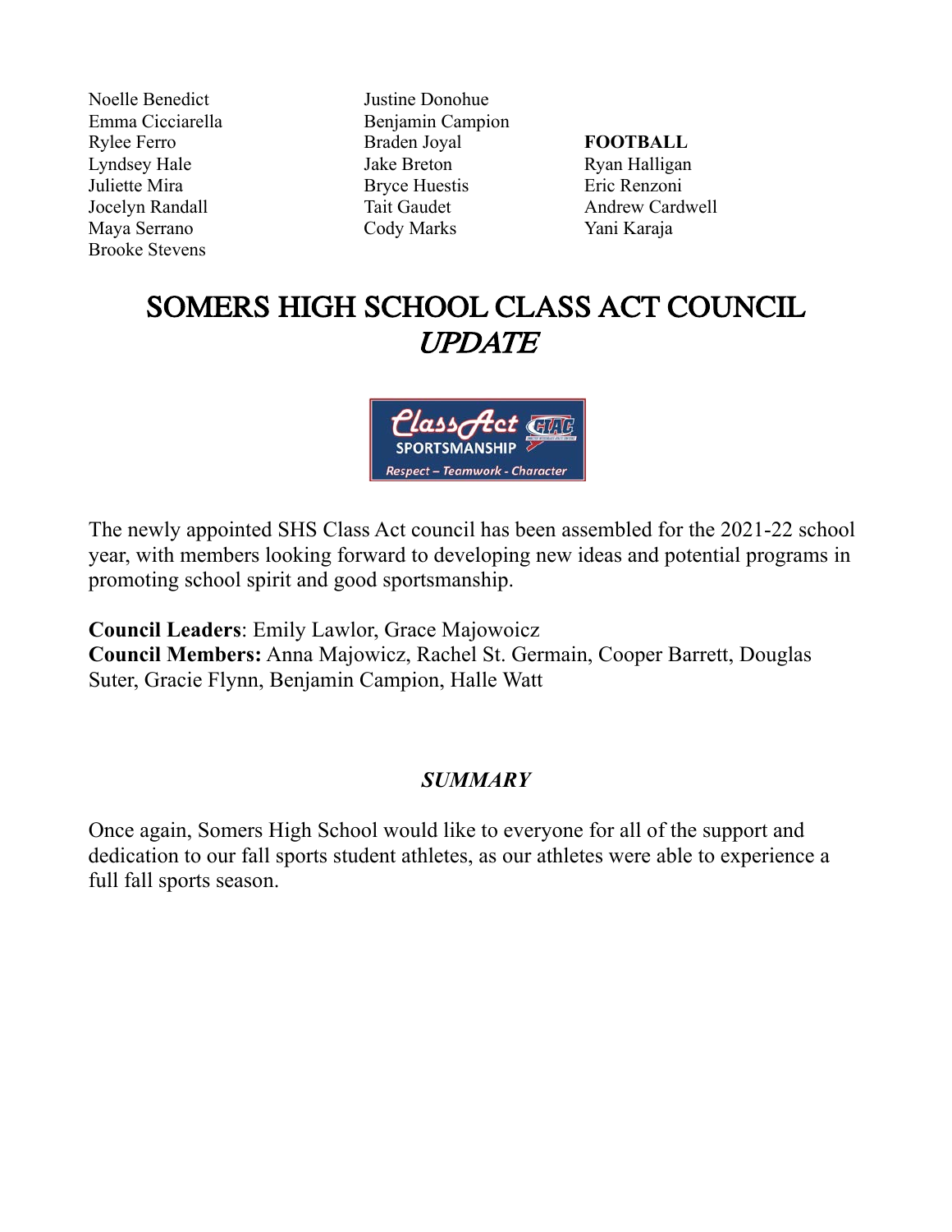Noelle Benedict
Emma Cicciarella
Rylee Ferro
Lyndsey Hale
Juliette Mira
Jocelyn Randall
Maya Serrano
Brooke Stevens

Justine Donohue
Benjamin Campion
Braden Joyal
Jake Breton
Bryce Huestis
Tait Gaudet
Cody Marks

**FOOTBALL**
Ryan Halligan
Eric Renzoni
Andrew Cardwell
Yani Karaja

# SOMERS HIGH SCHOOL CLASS ACT COUNCIL *UPDATE*

The newly appointed SHS Class Act council has been assembled for the 2021-22 school year, with members looking forward to developing new ideas and potential programs in promoting school spirit and good sportsmanship.

**Council Leaders**: Emily Lawlor, Grace Majowoicz
**Council Members:** Anna Majowicz, Rachel St. Germain, Cooper Barrett, Douglas Suter, Gracie Flynn, Benjamin Campion, Halle Watt

## *SUMMARY*

Once again, Somers High School would like to everyone for all of the support and dedication to our fall sports student athletes, as our athletes were able to experience a full fall sports season.